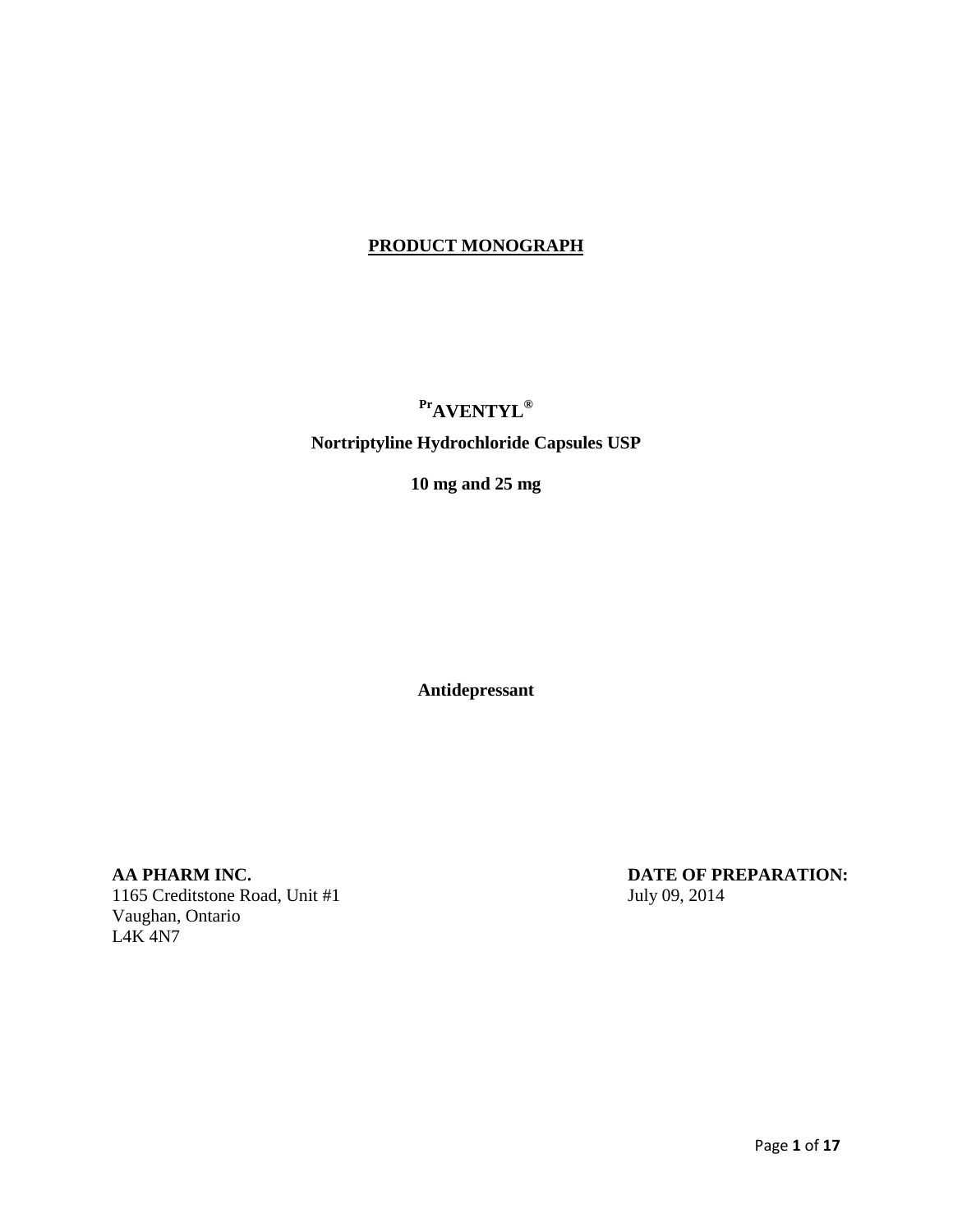# PRODUCT MONOGRAPH

**PrAVENTYL®**

**Nortriptyline Hydrochloride Capsules USP**

**10 mg and 25 mg**

**Antidepressant**

**AA PHARM INC.**
1165 Creditstone Road, Unit #1
Vaughan, Ontario
L4K 4N7

**DATE OF PREPARATION:**
July 09, 2014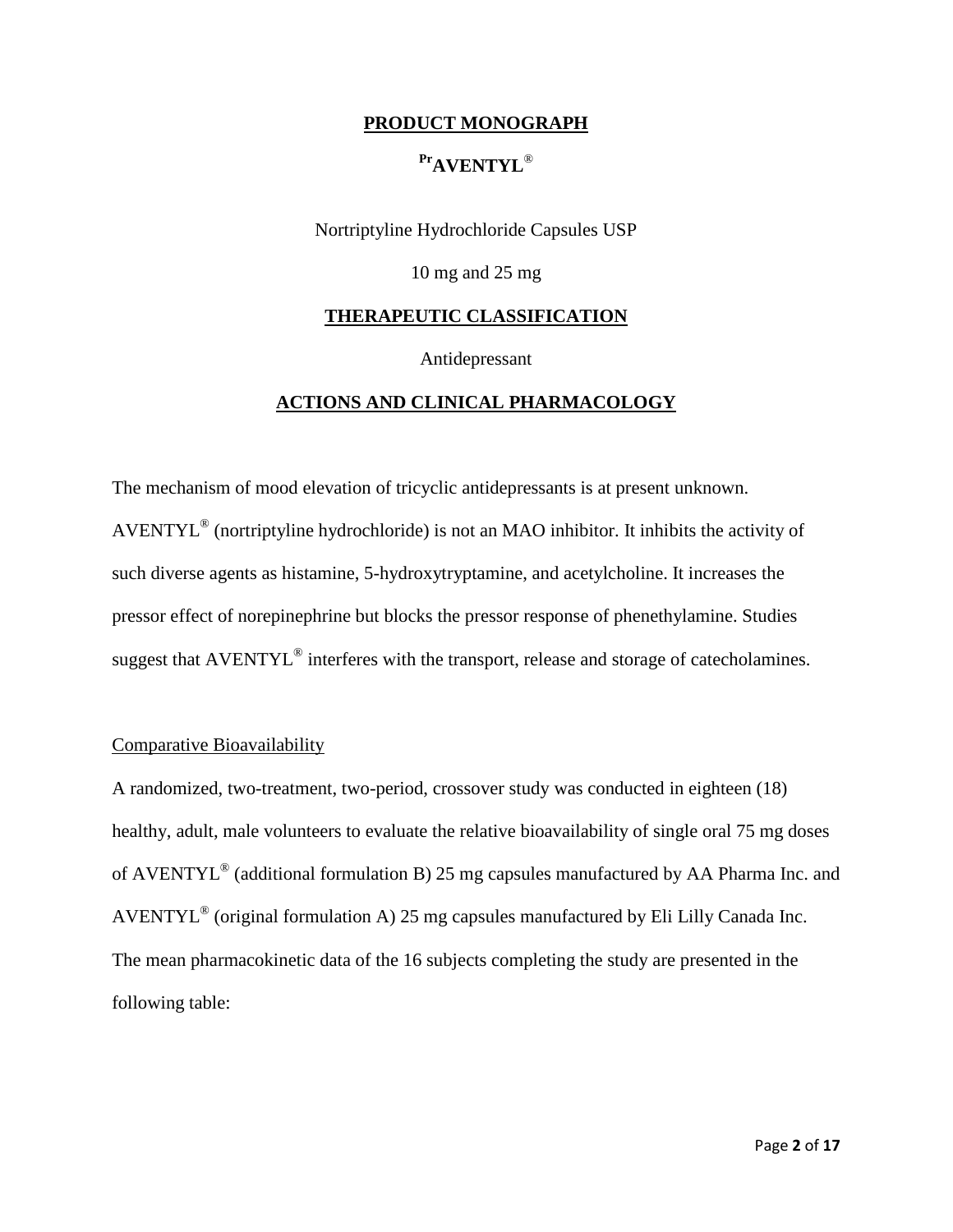# PRODUCT MONOGRAPH

## [Pr]AVENTYL®

Nortriptyline Hydrochloride Capsules USP

10 mg and 25 mg

## THERAPEUTIC CLASSIFICATION

Antidepressant

## ACTIONS AND CLINICAL PHARMACOLOGY

The mechanism of mood elevation of tricyclic antidepressants is at present unknown. AVENTYL® (nortriptyline hydrochloride) is not an MAO inhibitor. It inhibits the activity of such diverse agents as histamine, 5-hydroxytryptamine, and acetylcholine. It increases the pressor effect of norepinephrine but blocks the pressor response of phenethylamine. Studies suggest that AVENTYL® interferes with the transport, release and storage of catecholamines.

### Comparative Bioavailability

A randomized, two-treatment, two-period, crossover study was conducted in eighteen (18) healthy, adult, male volunteers to evaluate the relative bioavailability of single oral 75 mg doses of AVENTYL® (additional formulation B) 25 mg capsules manufactured by AA Pharma Inc. and AVENTYL® (original formulation A) 25 mg capsules manufactured by Eli Lilly Canada Inc. The mean pharmacokinetic data of the 16 subjects completing the study are presented in the following table: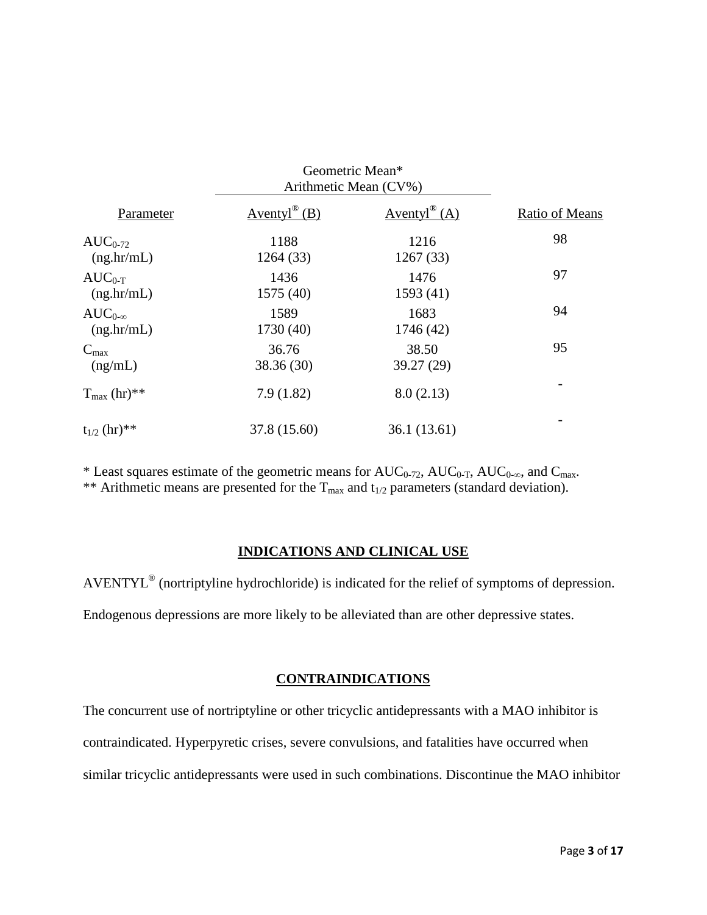| Parameter | Geometric Mean* Arithmetic Mean (CV%) Aventyl® (B) | Aventyl® (A) | Ratio of Means |
|---|---|---|---|
| $AUC_{0-72}$ (ng.hr/mL) | 1188<br>1264 (33) | 1216<br>1267 (33) | 98 |
| $AUC_{0-T}$ (ng.hr/mL) | 1436<br>1575 (40) | 1476<br>1593 (41) | 97 |
| $AUC_{0-\infty}$ (ng.hr/mL) | 1589<br>1730 (40) | 1683<br>1746 (42) | 94 |
| $C_{max}$ (ng/mL) | 36.76<br>38.36 (30) | 38.50<br>39.27 (29) | 95 |
| $T_{max}$ (hr)** | 7.9 (1.82) | 8.0 (2.13) | - |
| $t_{1/2}$ (hr)** | 37.8 (15.60) | 36.1 (13.61) | - |

\* Least squares estimate of the geometric means for $AUC_{0-72}$, $AUC_{0-T}$, $AUC_{0-\infty}$, and $C_{max}$.
** Arithmetic means are presented for the $T_{max}$ and $t_{1/2}$ parameters (standard deviation).

## INDICATIONS AND CLINICAL USE

AVENTYL® (nortriptyline hydrochloride) is indicated for the relief of symptoms of depression. Endogenous depressions are more likely to be alleviated than are other depressive states.

## CONTRAINDICATIONS

The concurrent use of nortriptyline or other tricyclic antidepressants with a MAO inhibitor is contraindicated. Hyperpyretic crises, severe convulsions, and fatalities have occurred when similar tricyclic antidepressants were used in such combinations. Discontinue the MAO inhibitor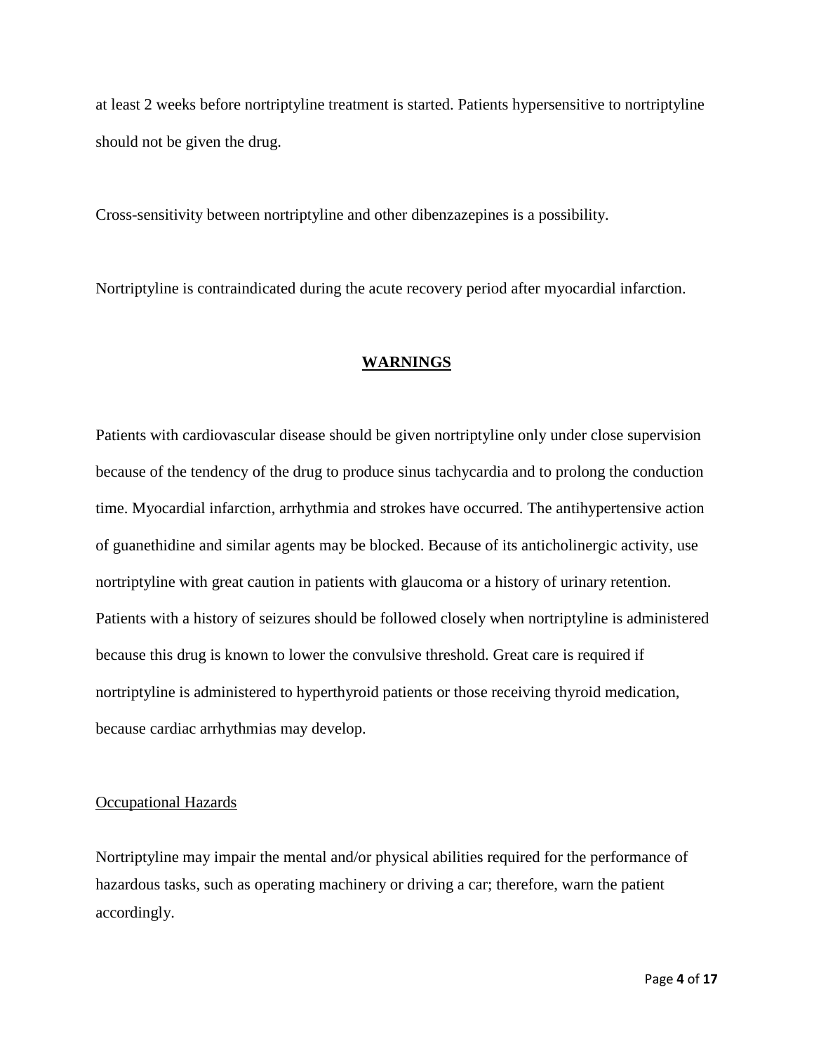at least 2 weeks before nortriptyline treatment is started. Patients hypersensitive to nortriptyline should not be given the drug.

Cross-sensitivity between nortriptyline and other dibenzazepines is a possibility.

Nortriptyline is contraindicated during the acute recovery period after myocardial infarction.

## WARNINGS

Patients with cardiovascular disease should be given nortriptyline only under close supervision because of the tendency of the drug to produce sinus tachycardia and to prolong the conduction time. Myocardial infarction, arrhythmia and strokes have occurred. The antihypertensive action of guanethidine and similar agents may be blocked. Because of its anticholinergic activity, use nortriptyline with great caution in patients with glaucoma or a history of urinary retention. Patients with a history of seizures should be followed closely when nortriptyline is administered because this drug is known to lower the convulsive threshold. Great care is required if nortriptyline is administered to hyperthyroid patients or those receiving thyroid medication, because cardiac arrhythmias may develop.

### Occupational Hazards

Nortriptyline may impair the mental and/or physical abilities required for the performance of hazardous tasks, such as operating machinery or driving a car; therefore, warn the patient accordingly.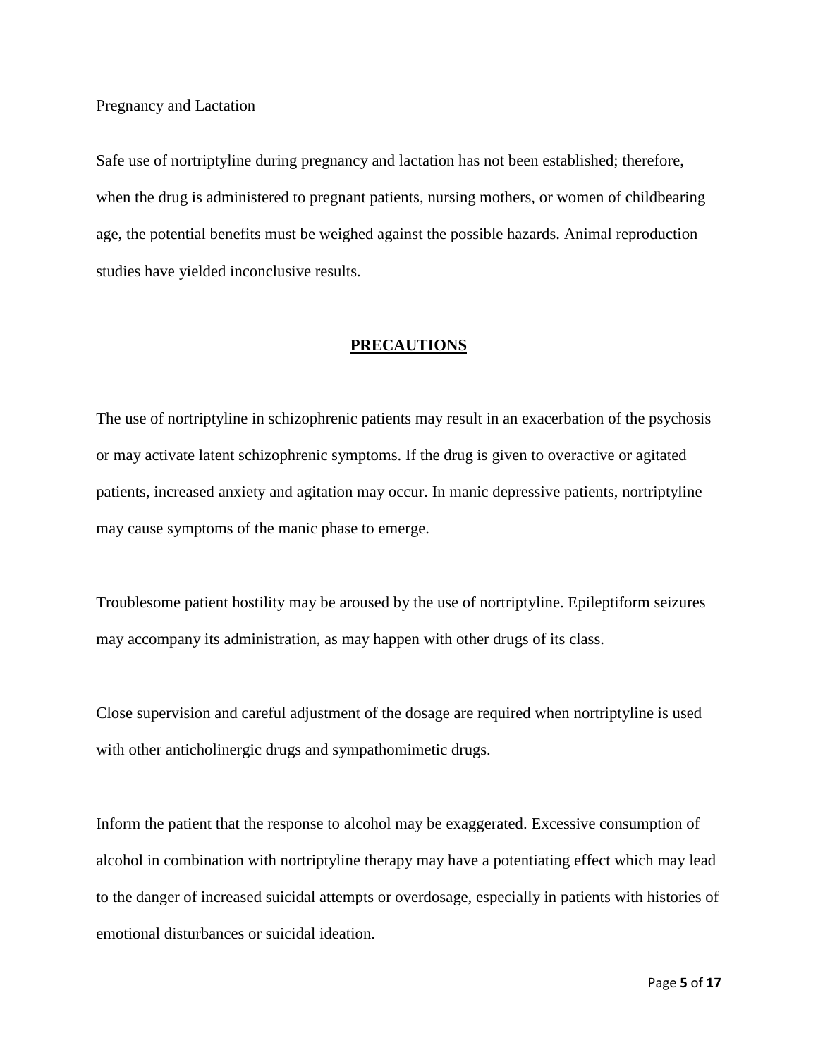Pregnancy and Lactation

Safe use of nortriptyline during pregnancy and lactation has not been established; therefore, when the drug is administered to pregnant patients, nursing mothers, or women of childbearing age, the potential benefits must be weighed against the possible hazards. Animal reproduction studies have yielded inconclusive results.

## PRECAUTIONS

The use of nortriptyline in schizophrenic patients may result in an exacerbation of the psychosis or may activate latent schizophrenic symptoms. If the drug is given to overactive or agitated patients, increased anxiety and agitation may occur. In manic depressive patients, nortriptyline may cause symptoms of the manic phase to emerge.

Troublesome patient hostility may be aroused by the use of nortriptyline. Epileptiform seizures may accompany its administration, as may happen with other drugs of its class.

Close supervision and careful adjustment of the dosage are required when nortriptyline is used with other anticholinergic drugs and sympathomimetic drugs.

Inform the patient that the response to alcohol may be exaggerated. Excessive consumption of alcohol in combination with nortriptyline therapy may have a potentiating effect which may lead to the danger of increased suicidal attempts or overdosage, especially in patients with histories of emotional disturbances or suicidal ideation.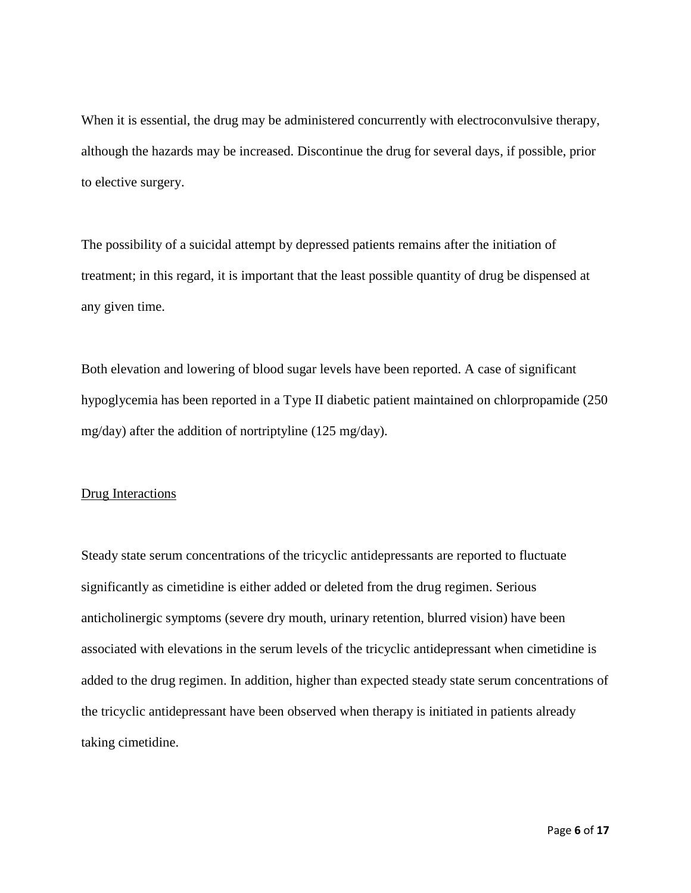When it is essential, the drug may be administered concurrently with electroconvulsive therapy, although the hazards may be increased. Discontinue the drug for several days, if possible, prior to elective surgery.

The possibility of a suicidal attempt by depressed patients remains after the initiation of treatment; in this regard, it is important that the least possible quantity of drug be dispensed at any given time.

Both elevation and lowering of blood sugar levels have been reported. A case of significant hypoglycemia has been reported in a Type II diabetic patient maintained on chlorpropamide (250 mg/day) after the addition of nortriptyline (125 mg/day).

<u>Drug Interactions</u>

Steady state serum concentrations of the tricyclic antidepressants are reported to fluctuate significantly as cimetidine is either added or deleted from the drug regimen. Serious anticholinergic symptoms (severe dry mouth, urinary retention, blurred vision) have been associated with elevations in the serum levels of the tricyclic antidepressant when cimetidine is added to the drug regimen. In addition, higher than expected steady state serum concentrations of the tricyclic antidepressant have been observed when therapy is initiated in patients already taking cimetidine.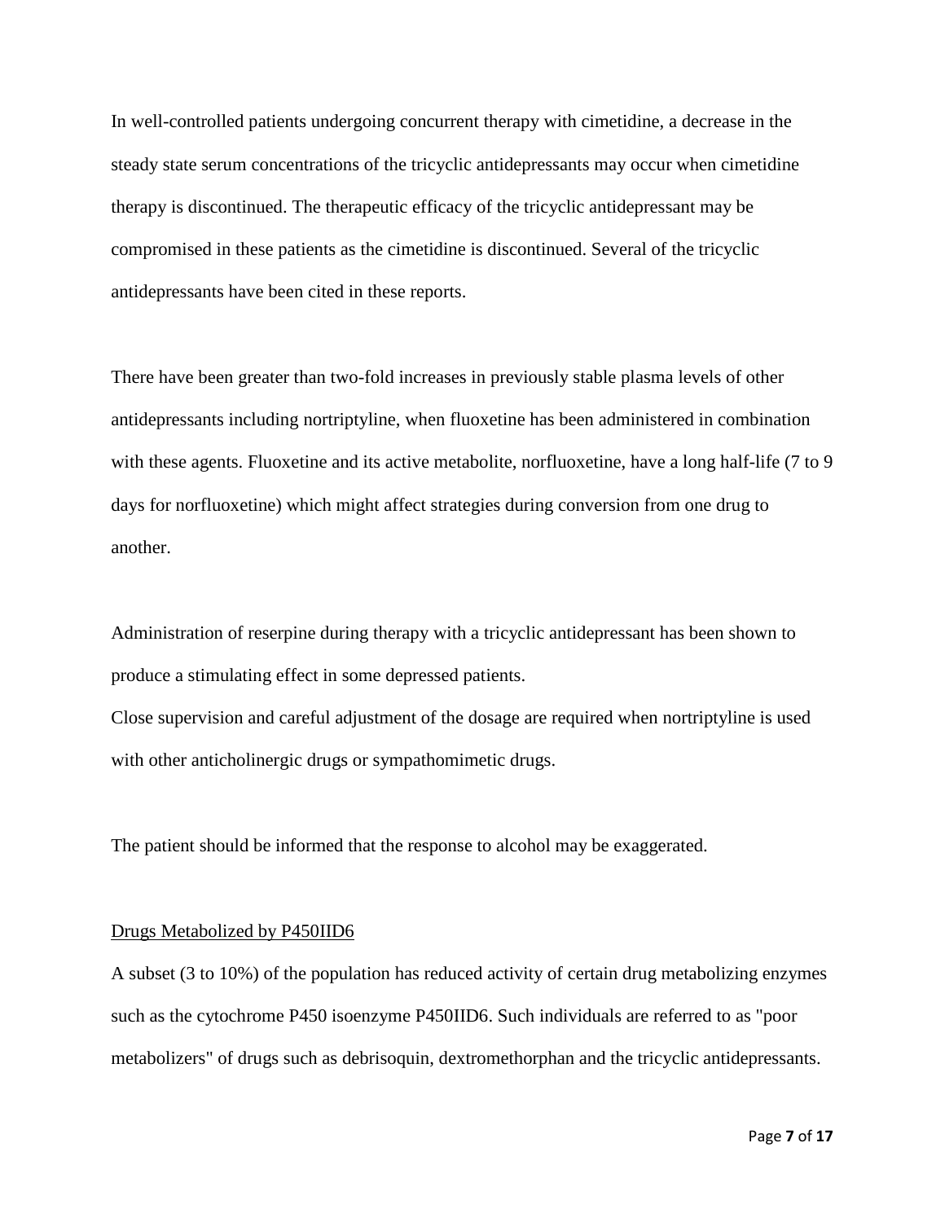In well-controlled patients undergoing concurrent therapy with cimetidine, a decrease in the steady state serum concentrations of the tricyclic antidepressants may occur when cimetidine therapy is discontinued. The therapeutic efficacy of the tricyclic antidepressant may be compromised in these patients as the cimetidine is discontinued. Several of the tricyclic antidepressants have been cited in these reports.

There have been greater than two-fold increases in previously stable plasma levels of other antidepressants including nortriptyline, when fluoxetine has been administered in combination with these agents. Fluoxetine and its active metabolite, norfluoxetine, have a long half-life (7 to 9 days for norfluoxetine) which might affect strategies during conversion from one drug to another.

Administration of reserpine during therapy with a tricyclic antidepressant has been shown to produce a stimulating effect in some depressed patients.

Close supervision and careful adjustment of the dosage are required when nortriptyline is used with other anticholinergic drugs or sympathomimetic drugs.

The patient should be informed that the response to alcohol may be exaggerated.

<u>Drugs Metabolized by P450IID6</u>

A subset (3 to 10%) of the population has reduced activity of certain drug metabolizing enzymes such as the cytochrome P450 isoenzyme P450IID6. Such individuals are referred to as "poor metabolizers" of drugs such as debrisoquin, dextromethorphan and the tricyclic antidepressants.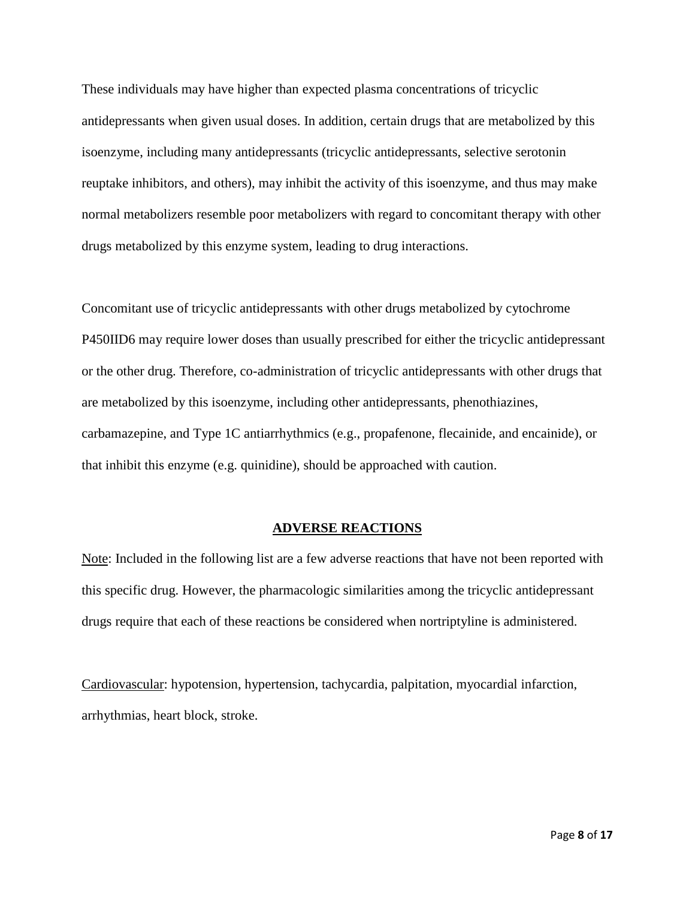These individuals may have higher than expected plasma concentrations of tricyclic antidepressants when given usual doses. In addition, certain drugs that are metabolized by this isoenzyme, including many antidepressants (tricyclic antidepressants, selective serotonin reuptake inhibitors, and others), may inhibit the activity of this isoenzyme, and thus may make normal metabolizers resemble poor metabolizers with regard to concomitant therapy with other drugs metabolized by this enzyme system, leading to drug interactions.

Concomitant use of tricyclic antidepressants with other drugs metabolized by cytochrome P450IID6 may require lower doses than usually prescribed for either the tricyclic antidepressant or the other drug. Therefore, co-administration of tricyclic antidepressants with other drugs that are metabolized by this isoenzyme, including other antidepressants, phenothiazines, carbamazepine, and Type 1C antiarrhythmics (e.g., propafenone, flecainide, and encainide), or that inhibit this enzyme (e.g. quinidine), should be approached with caution.

## ADVERSE REACTIONS

Note: Included in the following list are a few adverse reactions that have not been reported with this specific drug. However, the pharmacologic similarities among the tricyclic antidepressant drugs require that each of these reactions be considered when nortriptyline is administered.

Cardiovascular: hypotension, hypertension, tachycardia, palpitation, myocardial infarction, arrhythmias, heart block, stroke.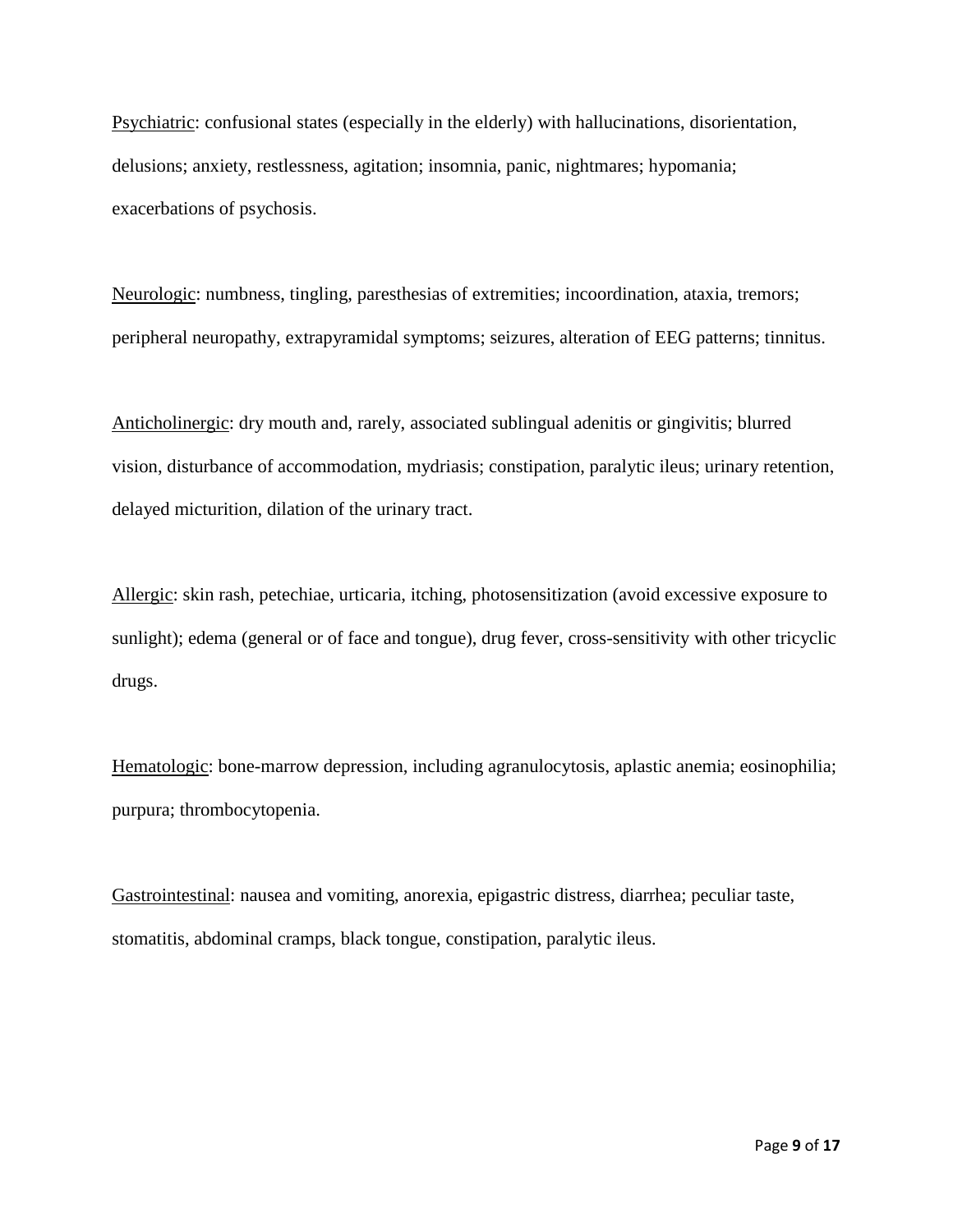Psychiatric: confusional states (especially in the elderly) with hallucinations, disorientation, delusions; anxiety, restlessness, agitation; insomnia, panic, nightmares; hypomania; exacerbations of psychosis.

Neurologic: numbness, tingling, paresthesias of extremities; incoordination, ataxia, tremors; peripheral neuropathy, extrapyramidal symptoms; seizures, alteration of EEG patterns; tinnitus.

Anticholinergic: dry mouth and, rarely, associated sublingual adenitis or gingivitis; blurred vision, disturbance of accommodation, mydriasis; constipation, paralytic ileus; urinary retention, delayed micturition, dilation of the urinary tract.

Allergic: skin rash, petechiae, urticaria, itching, photosensitization (avoid excessive exposure to sunlight); edema (general or of face and tongue), drug fever, cross-sensitivity with other tricyclic drugs.

Hematologic: bone-marrow depression, including agranulocytosis, aplastic anemia; eosinophilia; purpura; thrombocytopenia.

Gastrointestinal: nausea and vomiting, anorexia, epigastric distress, diarrhea; peculiar taste, stomatitis, abdominal cramps, black tongue, constipation, paralytic ileus.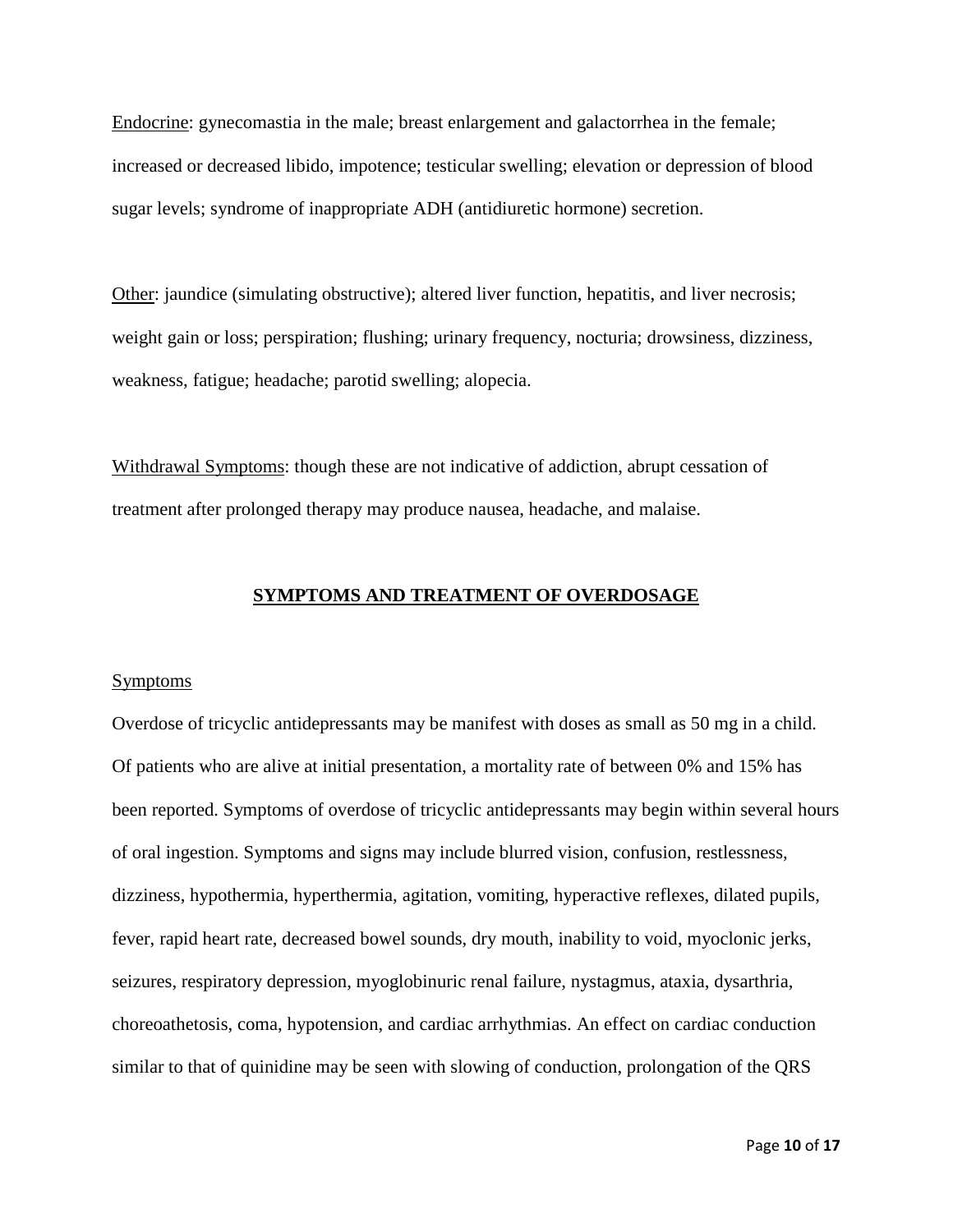Endocrine: gynecomastia in the male; breast enlargement and galactorrhea in the female; increased or decreased libido, impotence; testicular swelling; elevation or depression of blood sugar levels; syndrome of inappropriate ADH (antidiuretic hormone) secretion.

Other: jaundice (simulating obstructive); altered liver function, hepatitis, and liver necrosis; weight gain or loss; perspiration; flushing; urinary frequency, nocturia; drowsiness, dizziness, weakness, fatigue; headache; parotid swelling; alopecia.

Withdrawal Symptoms: though these are not indicative of addiction, abrupt cessation of treatment after prolonged therapy may produce nausea, headache, and malaise.

## SYMPTOMS AND TREATMENT OF OVERDOSAGE

### Symptoms

Overdose of tricyclic antidepressants may be manifest with doses as small as 50 mg in a child. Of patients who are alive at initial presentation, a mortality rate of between 0% and 15% has been reported. Symptoms of overdose of tricyclic antidepressants may begin within several hours of oral ingestion. Symptoms and signs may include blurred vision, confusion, restlessness, dizziness, hypothermia, hyperthermia, agitation, vomiting, hyperactive reflexes, dilated pupils, fever, rapid heart rate, decreased bowel sounds, dry mouth, inability to void, myoclonic jerks, seizures, respiratory depression, myoglobinuric renal failure, nystagmus, ataxia, dysarthria, choreoathetosis, coma, hypotension, and cardiac arrhythmias. An effect on cardiac conduction similar to that of quinidine may be seen with slowing of conduction, prolongation of the QRS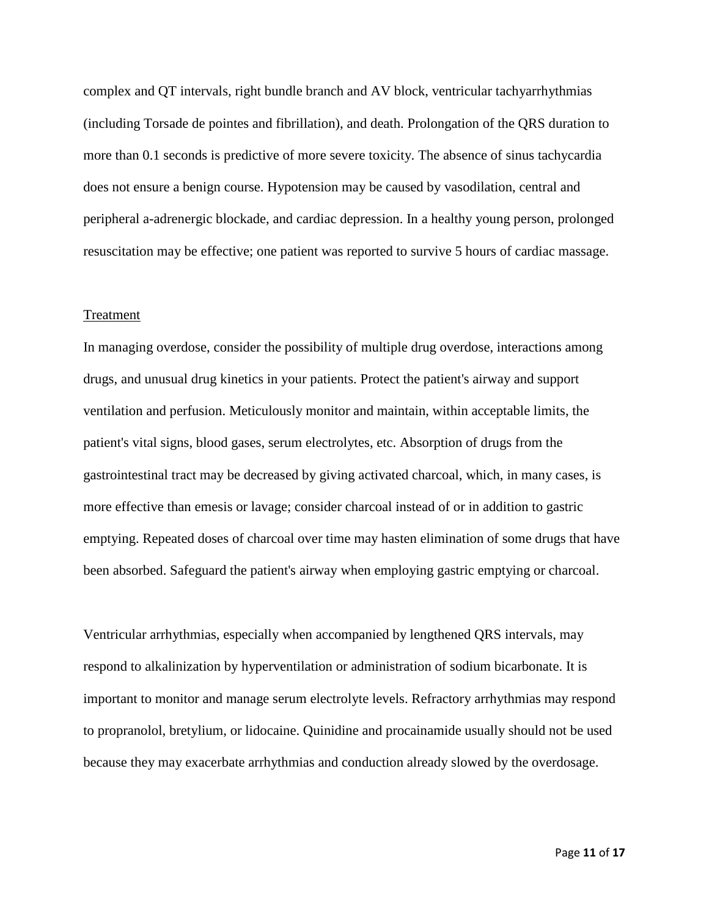complex and QT intervals, right bundle branch and AV block, ventricular tachyarrhythmias (including Torsade de pointes and fibrillation), and death. Prolongation of the QRS duration to more than 0.1 seconds is predictive of more severe toxicity. The absence of sinus tachycardia does not ensure a benign course. Hypotension may be caused by vasodilation, central and peripheral a-adrenergic blockade, and cardiac depression. In a healthy young person, prolonged resuscitation may be effective; one patient was reported to survive 5 hours of cardiac massage.

Treatment

In managing overdose, consider the possibility of multiple drug overdose, interactions among drugs, and unusual drug kinetics in your patients. Protect the patient's airway and support ventilation and perfusion. Meticulously monitor and maintain, within acceptable limits, the patient's vital signs, blood gases, serum electrolytes, etc. Absorption of drugs from the gastrointestinal tract may be decreased by giving activated charcoal, which, in many cases, is more effective than emesis or lavage; consider charcoal instead of or in addition to gastric emptying. Repeated doses of charcoal over time may hasten elimination of some drugs that have been absorbed. Safeguard the patient's airway when employing gastric emptying or charcoal.

Ventricular arrhythmias, especially when accompanied by lengthened QRS intervals, may respond to alkalinization by hyperventilation or administration of sodium bicarbonate. It is important to monitor and manage serum electrolyte levels. Refractory arrhythmias may respond to propranolol, bretylium, or lidocaine. Quinidine and procainamide usually should not be used because they may exacerbate arrhythmias and conduction already slowed by the overdosage.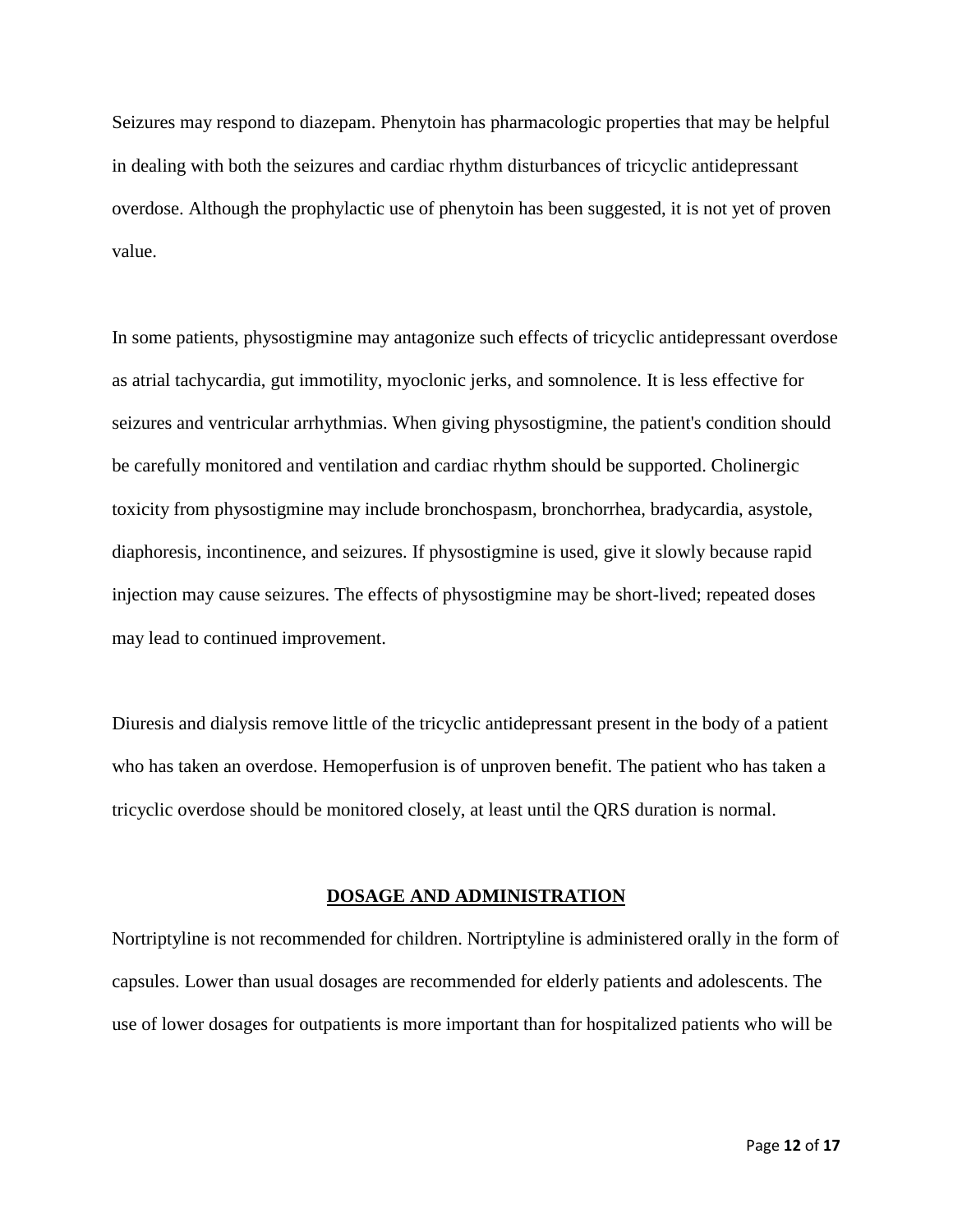Seizures may respond to diazepam. Phenytoin has pharmacologic properties that may be helpful in dealing with both the seizures and cardiac rhythm disturbances of tricyclic antidepressant overdose. Although the prophylactic use of phenytoin has been suggested, it is not yet of proven value.

In some patients, physostigmine may antagonize such effects of tricyclic antidepressant overdose as atrial tachycardia, gut immotility, myoclonic jerks, and somnolence. It is less effective for seizures and ventricular arrhythmias. When giving physostigmine, the patient's condition should be carefully monitored and ventilation and cardiac rhythm should be supported. Cholinergic toxicity from physostigmine may include bronchospasm, bronchorrhea, bradycardia, asystole, diaphoresis, incontinence, and seizures. If physostigmine is used, give it slowly because rapid injection may cause seizures. The effects of physostigmine may be short-lived; repeated doses may lead to continued improvement.

Diuresis and dialysis remove little of the tricyclic antidepressant present in the body of a patient who has taken an overdose. Hemoperfusion is of unproven benefit. The patient who has taken a tricyclic overdose should be monitored closely, at least until the QRS duration is normal.

## DOSAGE AND ADMINISTRATION

Nortriptyline is not recommended for children. Nortriptyline is administered orally in the form of capsules. Lower than usual dosages are recommended for elderly patients and adolescents. The use of lower dosages for outpatients is more important than for hospitalized patients who will be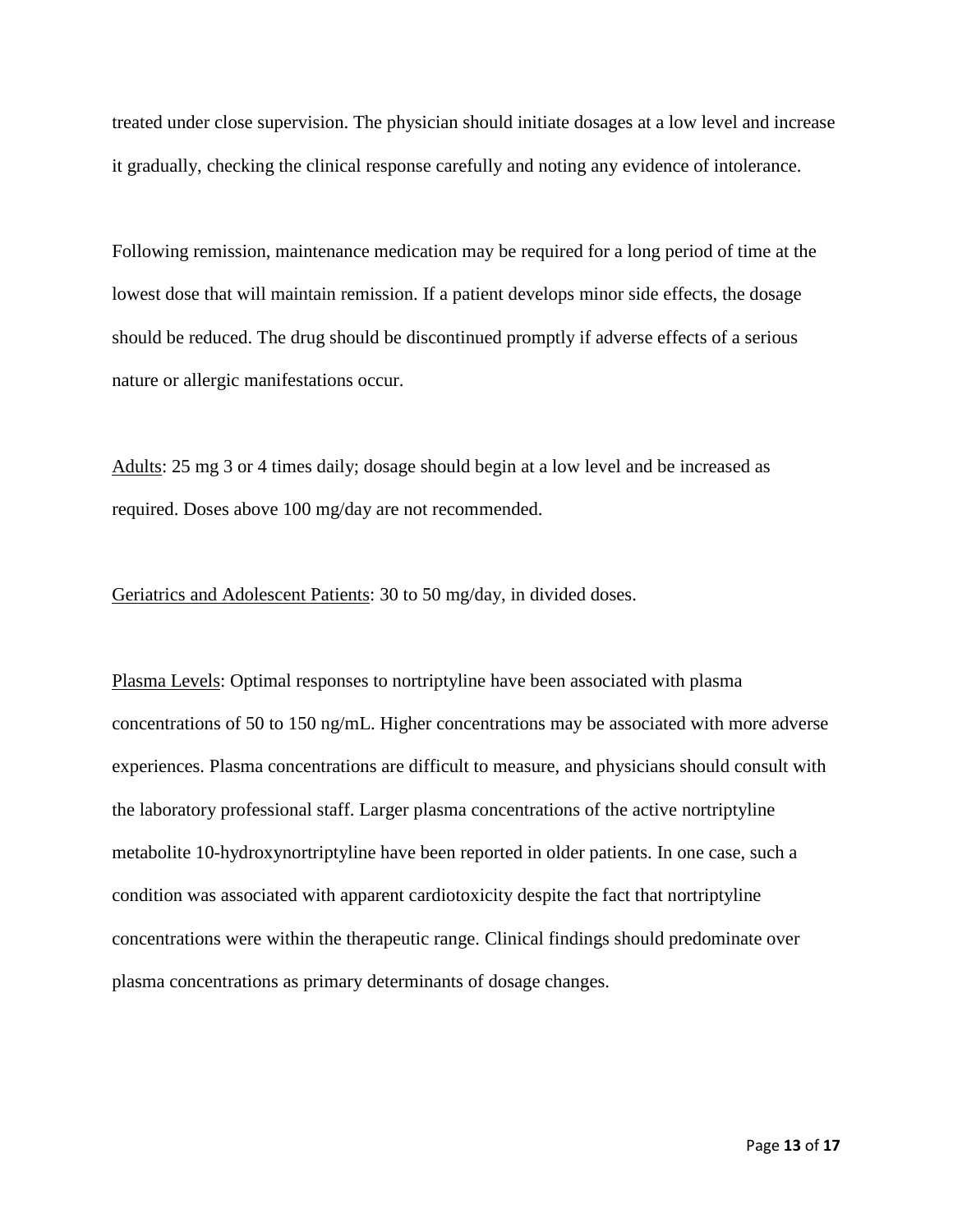treated under close supervision. The physician should initiate dosages at a low level and increase it gradually, checking the clinical response carefully and noting any evidence of intolerance.

Following remission, maintenance medication may be required for a long period of time at the lowest dose that will maintain remission. If a patient develops minor side effects, the dosage should be reduced. The drug should be discontinued promptly if adverse effects of a serious nature or allergic manifestations occur.

<u>Adults</u>: 25 mg 3 or 4 times daily; dosage should begin at a low level and be increased as required. Doses above 100 mg/day are not recommended.

<u>Geriatrics and Adolescent Patients</u>: 30 to 50 mg/day, in divided doses.

<u>Plasma Levels</u>: Optimal responses to nortriptyline have been associated with plasma concentrations of 50 to 150 ng/mL. Higher concentrations may be associated with more adverse experiences. Plasma concentrations are difficult to measure, and physicians should consult with the laboratory professional staff. Larger plasma concentrations of the active nortriptyline metabolite 10-hydroxynortriptyline have been reported in older patients. In one case, such a condition was associated with apparent cardiotoxicity despite the fact that nortriptyline concentrations were within the therapeutic range. Clinical findings should predominate over plasma concentrations as primary determinants of dosage changes.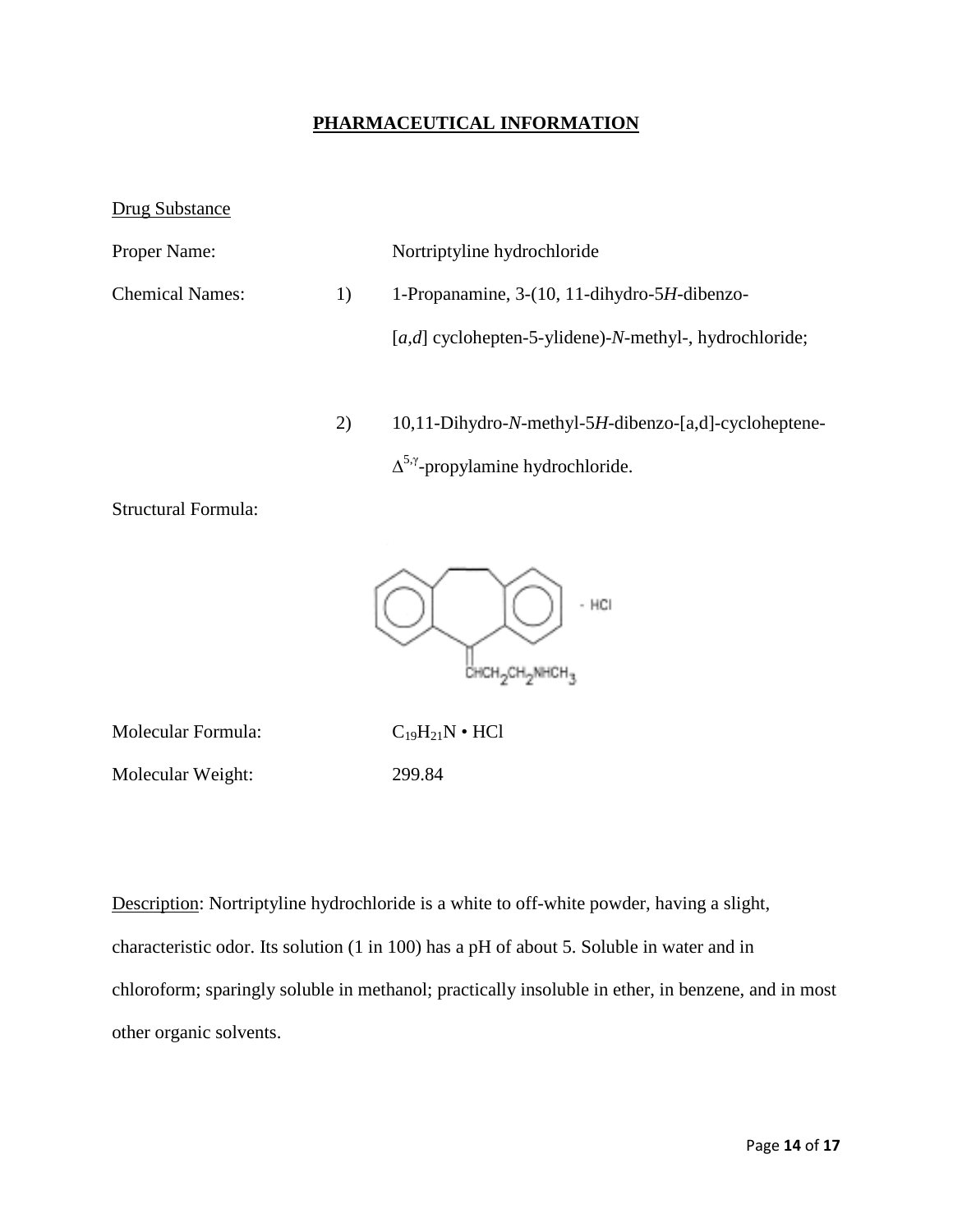## PHARMACEUTICAL INFORMATION

Drug Substance

Proper Name: Nortriptyline hydrochloride

Chemical Names:

1) 1-Propanamine, 3-(10, 11-dihydro-5*H*-dibenzo-[*a*,*d*] cyclohepten-5-ylidene)-*N*-methyl-, hydrochloride;

2) 10,11-Dihydro-*N*-methyl-5*H*-dibenzo-[a,d]-cycloheptene-$\Delta^{5,\gamma}$-propylamine hydrochloride.

Structural Formula:

Molecular Formula: $C_{19}H_{21}N \cdot HCl$

Molecular Weight: 299.84

Description: Nortriptyline hydrochloride is a white to off-white powder, having a slight, characteristic odor. Its solution (1 in 100) has a pH of about 5. Soluble in water and in chloroform; sparingly soluble in methanol; practically insoluble in ether, in benzene, and in most other organic solvents.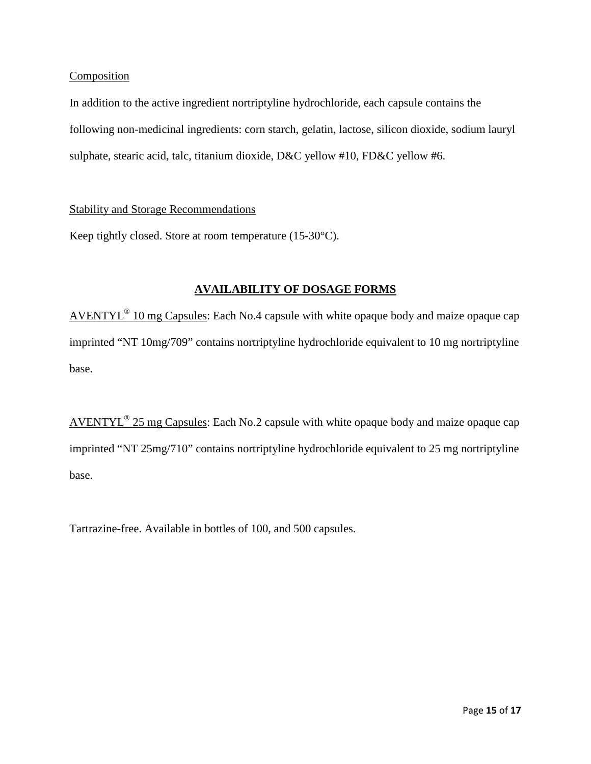Composition

In addition to the active ingredient nortriptyline hydrochloride, each capsule contains the following non-medicinal ingredients: corn starch, gelatin, lactose, silicon dioxide, sodium lauryl sulphate, stearic acid, talc, titanium dioxide, D&C yellow #10, FD&C yellow #6.

Stability and Storage Recommendations

Keep tightly closed. Store at room temperature (15-30°C).

## AVAILABILITY OF DOSAGE FORMS

AVENTYL® 10 mg Capsules: Each No.4 capsule with white opaque body and maize opaque cap imprinted "NT 10mg/709" contains nortriptyline hydrochloride equivalent to 10 mg nortriptyline base.

AVENTYL® 25 mg Capsules: Each No.2 capsule with white opaque body and maize opaque cap imprinted "NT 25mg/710" contains nortriptyline hydrochloride equivalent to 25 mg nortriptyline base.

Tartrazine-free. Available in bottles of 100, and 500 capsules.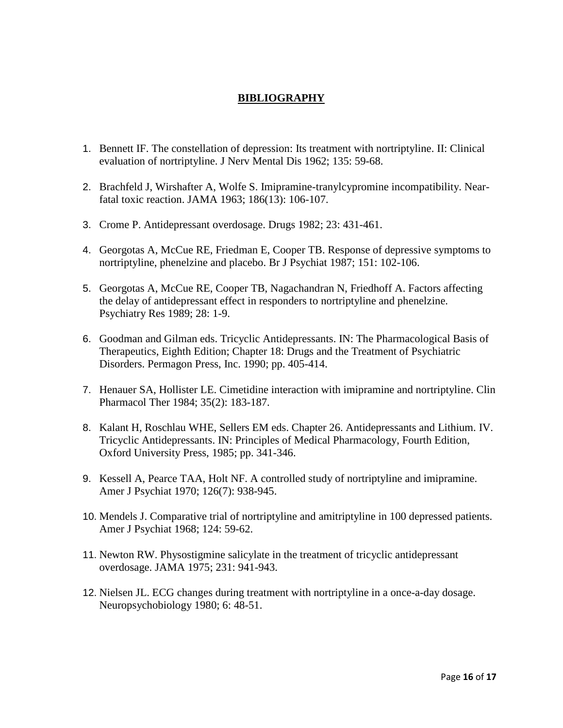## BIBLIOGRAPHY

1. Bennett IF. The constellation of depression: Its treatment with nortriptyline. II: Clinical evaluation of nortriptyline. J Nerv Mental Dis 1962; 135: 59-68.

2. Brachfeld J, Wirshafter A, Wolfe S. Imipramine-tranylcypromine incompatibility. Near-fatal toxic reaction. JAMA 1963; 186(13): 106-107.

3. Crome P. Antidepressant overdosage. Drugs 1982; 23: 431-461.

4. Georgotas A, McCue RE, Friedman E, Cooper TB. Response of depressive symptoms to nortriptyline, phenelzine and placebo. Br J Psychiat 1987; 151: 102-106.

5. Georgotas A, McCue RE, Cooper TB, Nagachandran N, Friedhoff A. Factors affecting the delay of antidepressant effect in responders to nortriptyline and phenelzine. Psychiatry Res 1989; 28: 1-9.

6. Goodman and Gilman eds. Tricyclic Antidepressants. IN: The Pharmacological Basis of Therapeutics, Eighth Edition; Chapter 18: Drugs and the Treatment of Psychiatric Disorders. Permagon Press, Inc. 1990; pp. 405-414.

7. Henauer SA, Hollister LE. Cimetidine interaction with imipramine and nortriptyline. Clin Pharmacol Ther 1984; 35(2): 183-187.

8. Kalant H, Roschlau WHE, Sellers EM eds. Chapter 26. Antidepressants and Lithium. IV. Tricyclic Antidepressants. IN: Principles of Medical Pharmacology, Fourth Edition, Oxford University Press, 1985; pp. 341-346.

9. Kessell A, Pearce TAA, Holt NF. A controlled study of nortriptyline and imipramine. Amer J Psychiat 1970; 126(7): 938-945.

10. Mendels J. Comparative trial of nortriptyline and amitriptyline in 100 depressed patients. Amer J Psychiat 1968; 124: 59-62.

11. Newton RW. Physostigmine salicylate in the treatment of tricyclic antidepressant overdosage. JAMA 1975; 231: 941-943.

12. Nielsen JL. ECG changes during treatment with nortriptyline in a once-a-day dosage. Neuropsychobiology 1980; 6: 48-51.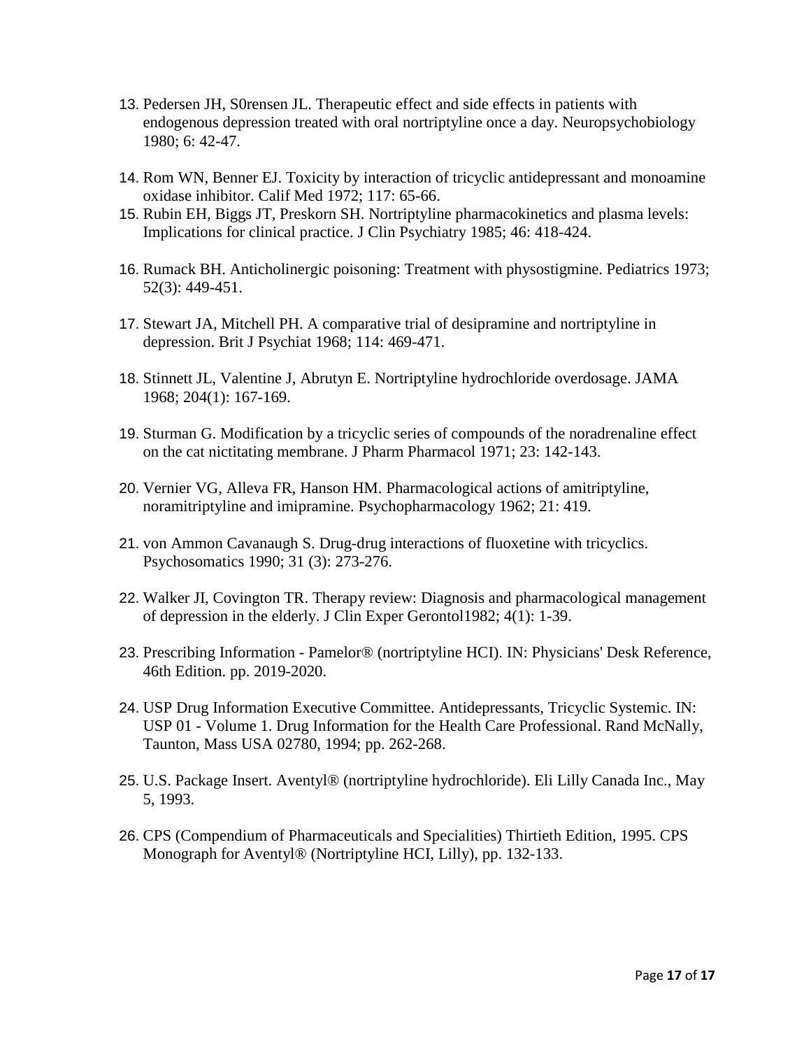13. Pedersen JH, S0rensen JL. Therapeutic effect and side effects in patients with endogenous depression treated with oral nortriptyline once a day. Neuropsychobiology 1980; 6: 42-47.

14. Rom WN, Benner EJ. Toxicity by interaction of tricyclic antidepressant and monoamine oxidase inhibitor. Calif Med 1972; 117: 65-66.

15. Rubin EH, Biggs JT, Preskorn SH. Nortriptyline pharmacokinetics and plasma levels: Implications for clinical practice. J Clin Psychiatry 1985; 46: 418-424.

16. Rumack BH. Anticholinergic poisoning: Treatment with physostigmine. Pediatrics 1973; 52(3): 449-451.

17. Stewart JA, Mitchell PH. A comparative trial of desipramine and nortriptyline in depression. Brit J Psychiat 1968; 114: 469-471.

18. Stinnett JL, Valentine J, Abrutyn E. Nortriptyline hydrochloride overdosage. JAMA 1968; 204(1): 167-169.

19. Sturman G. Modification by a tricyclic series of compounds of the noradrenaline effect on the cat nictitating membrane. J Pharm Pharmacol 1971; 23: 142-143.

20. Vernier VG, Alleva FR, Hanson HM. Pharmacological actions of amitriptyline, noramitriptyline and imipramine. Psychopharmacology 1962; 21: 419.

21. von Ammon Cavanaugh S. Drug-drug interactions of fluoxetine with tricyclics. Psychosomatics 1990; 31 (3): 273-276.

22. Walker JI, Covington TR. Therapy review: Diagnosis and pharmacological management of depression in the elderly. J Clin Exper Gerontol1982; 4(1): 1-39.

23. Prescribing Information - Pamelor® (nortriptyline HCI). IN: Physicians' Desk Reference, 46th Edition. pp. 2019-2020.

24. USP Drug Information Executive Committee. Antidepressants, Tricyclic Systemic. IN: USP 01 - Volume 1. Drug Information for the Health Care Professional. Rand McNally, Taunton, Mass USA 02780, 1994; pp. 262-268.

25. U.S. Package Insert. Aventyl® (nortriptyline hydrochloride). Eli Lilly Canada Inc., May 5, 1993.

26. CPS (Compendium of Pharmaceuticals and Specialities) Thirtieth Edition, 1995. CPS Monograph for Aventyl® (Nortriptyline HCI, Lilly), pp. 132-133.